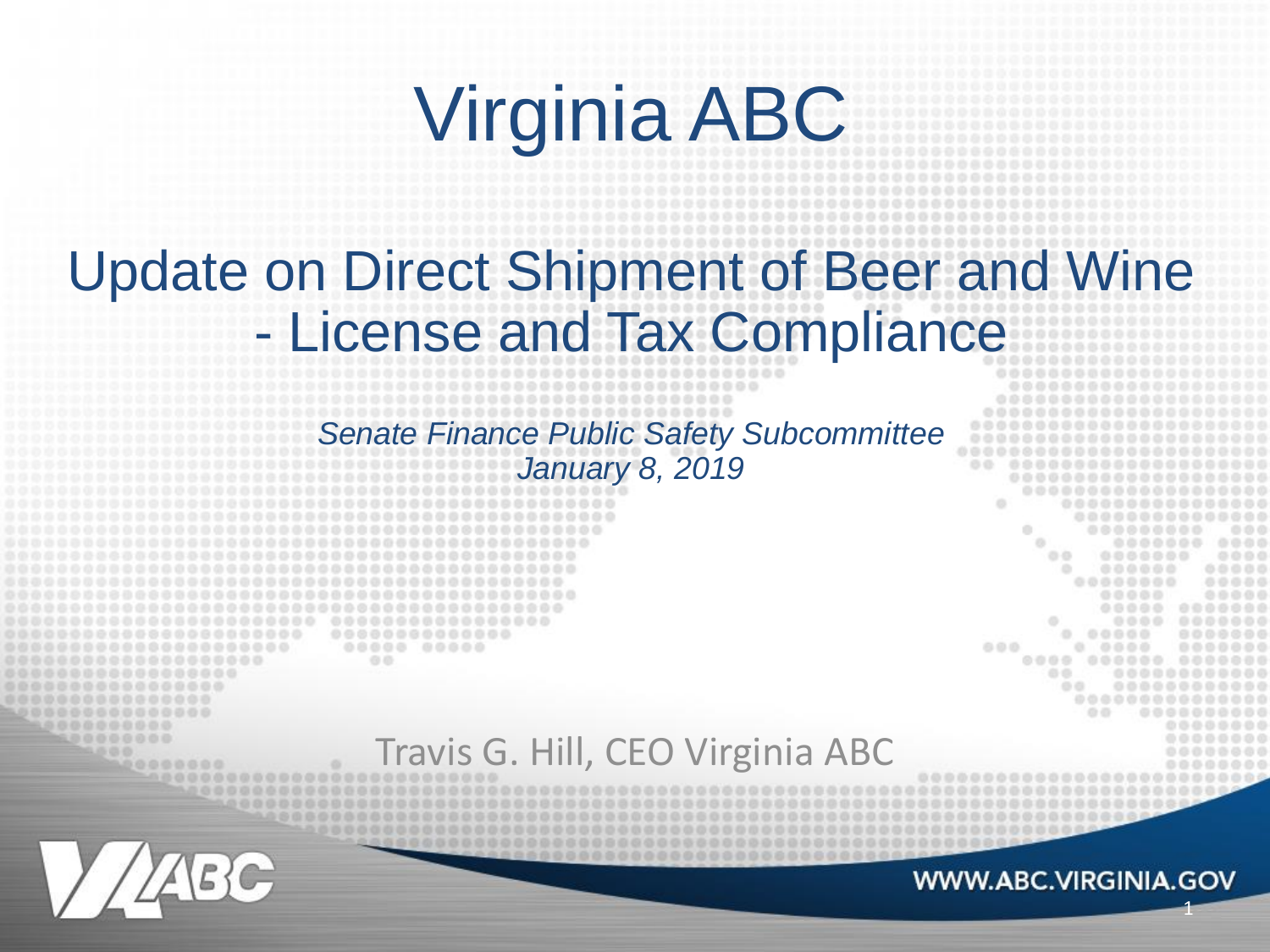# Virginia ABC

## Update on Direct Shipment of Beer and Wine - License and Tax Compliance

*Senate Finance Public Safety Subcommittee*
*January 8, 2019*

Travis G. Hill, CEO Virginia ABC

WWW.ABC.VIRGINIA.GOV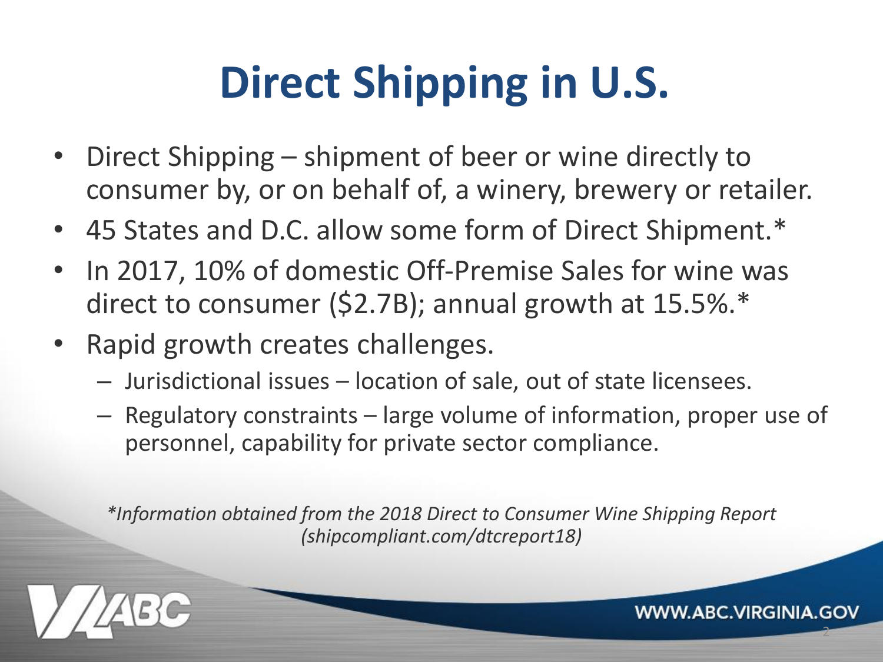# Direct Shipping in U.S.

- Direct Shipping – shipment of beer or wine directly to consumer by, or on behalf of, a winery, brewery or retailer.
- 45 States and D.C. allow some form of Direct Shipment.*
- In 2017, 10% of domestic Off-Premise Sales for wine was direct to consumer ($2.7B); annual growth at 15.5%.*
- Rapid growth creates challenges.
  - Jurisdictional issues – location of sale, out of state licensees.
  - Regulatory constraints – large volume of information, proper use of personnel, capability for private sector compliance.

*\*Information obtained from the 2018 Direct to Consumer Wine Shipping Report (shipcompliant.com/dtcreport18)*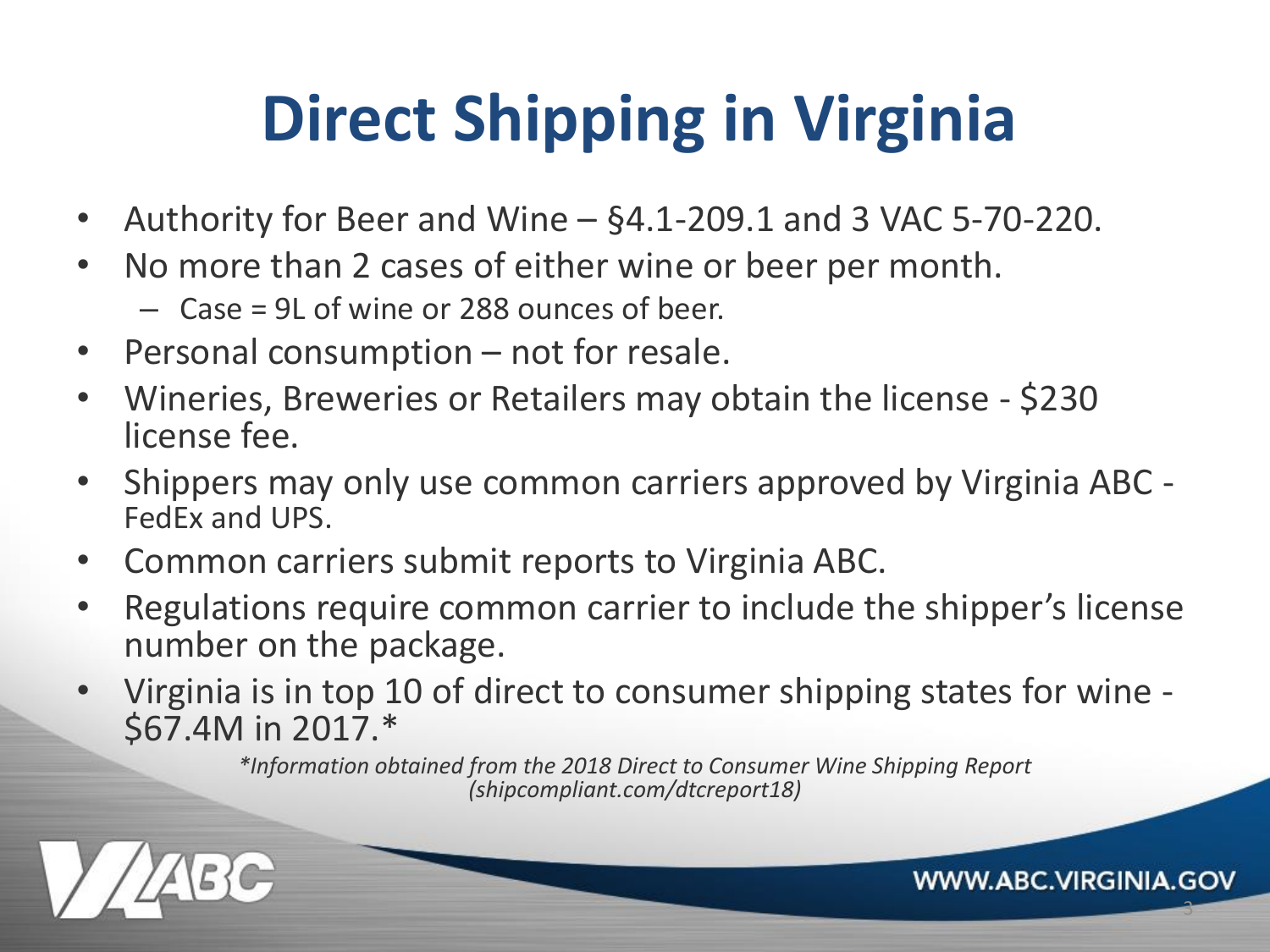# Direct Shipping in Virginia

- Authority for Beer and Wine – §4.1-209.1 and 3 VAC 5-70-220.
- No more than 2 cases of either wine or beer per month.
  - Case = 9L of wine or 288 ounces of beer.
- Personal consumption – not for resale.
- Wineries, Breweries or Retailers may obtain the license - $230 license fee.
- Shippers may only use common carriers approved by Virginia ABC - FedEx and UPS.
- Common carriers submit reports to Virginia ABC.
- Regulations require common carrier to include the shipper's license number on the package.
- Virginia is in top 10 of direct to consumer shipping states for wine - $67.4M in 2017.*

*\*Information obtained from the 2018 Direct to Consumer Wine Shipping Report (shipcompliant.com/dtcreport18)*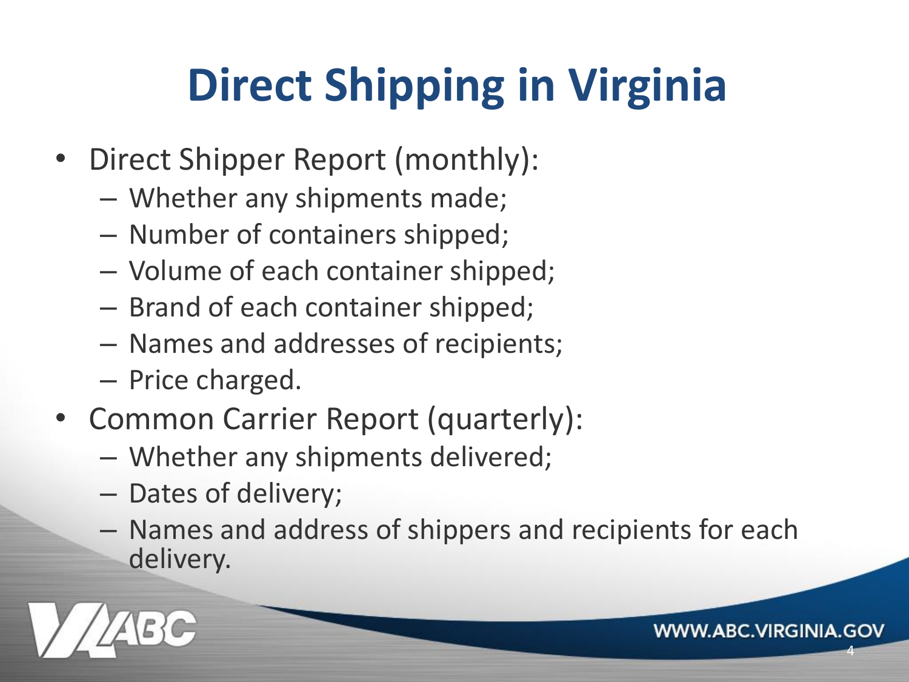# Direct Shipping in Virginia

- Direct Shipper Report (monthly):
  - Whether any shipments made;
  - Number of containers shipped;
  - Volume of each container shipped;
  - Brand of each container shipped;
  - Names and addresses of recipients;
  - Price charged.
- Common Carrier Report (quarterly):
  - Whether any shipments delivered;
  - Dates of delivery;
  - Names and address of shippers and recipients for each delivery.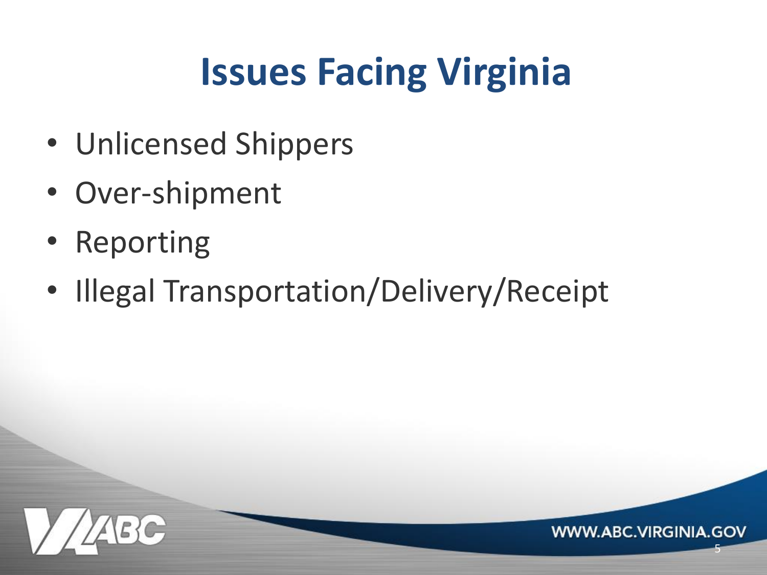# Issues Facing Virginia

- Unlicensed Shippers
- Over-shipment
- Reporting
- Illegal Transportation/Delivery/Receipt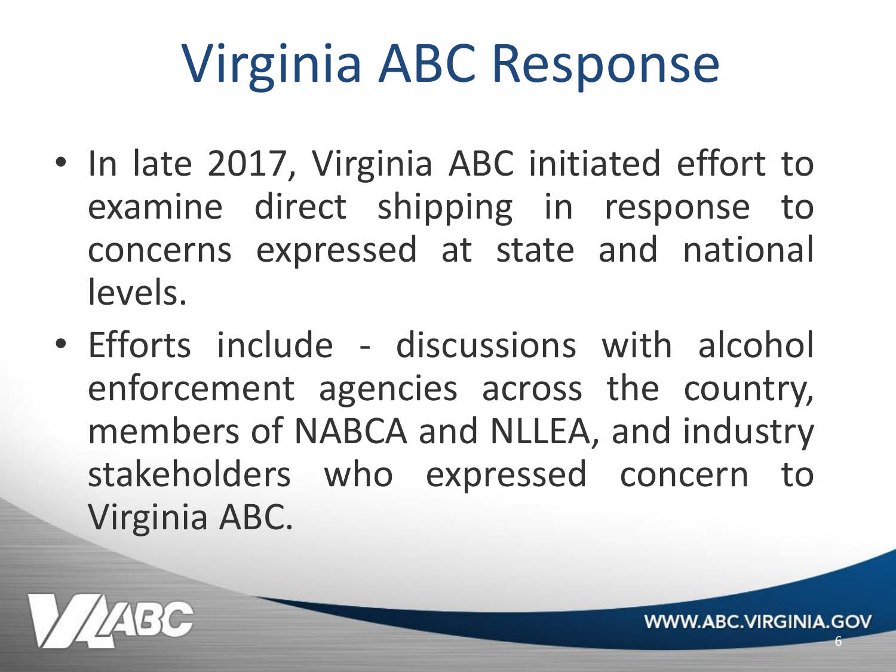# Virginia ABC Response

- In late 2017, Virginia ABC initiated effort to examine direct shipping in response to concerns expressed at state and national levels.
- Efforts include - discussions with alcohol enforcement agencies across the country, members of NABCA and NLLEA, and industry stakeholders who expressed concern to Virginia ABC.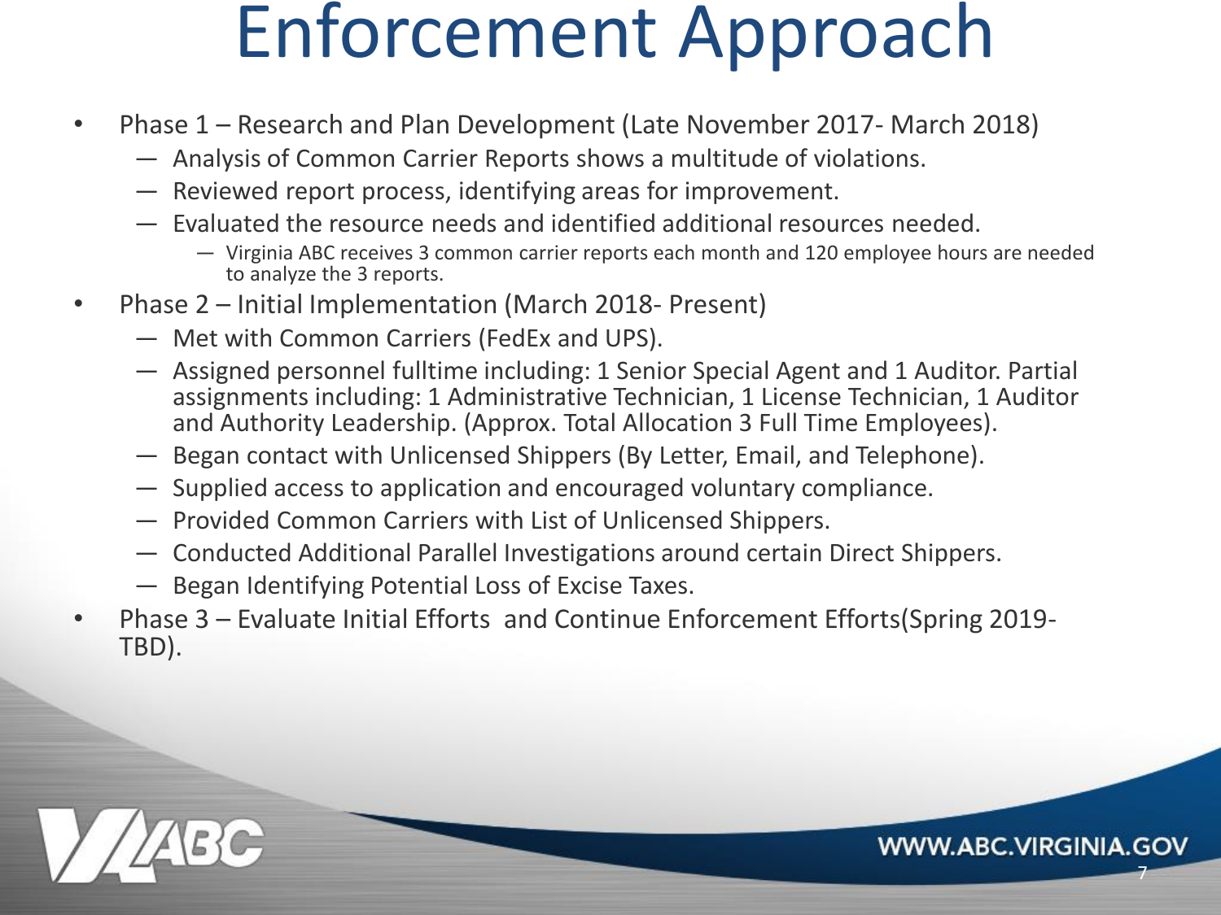# Enforcement Approach

- Phase 1 – Research and Plan Development (Late November 2017- March 2018)
  - Analysis of Common Carrier Reports shows a multitude of violations.
  - Reviewed report process, identifying areas for improvement.
  - Evaluated the resource needs and identified additional resources needed.
    - Virginia ABC receives 3 common carrier reports each month and 120 employee hours are needed to analyze the 3 reports.
- Phase 2 – Initial Implementation (March 2018- Present)
  - Met with Common Carriers (FedEx and UPS).
  - Assigned personnel fulltime including: 1 Senior Special Agent and 1 Auditor. Partial assignments including: 1 Administrative Technician, 1 License Technician, 1 Auditor and Authority Leadership. (Approx. Total Allocation 3 Full Time Employees).
  - Began contact with Unlicensed Shippers (By Letter, Email, and Telephone).
  - Supplied access to application and encouraged voluntary compliance.
  - Provided Common Carriers with List of Unlicensed Shippers.
  - Conducted Additional Parallel Investigations around certain Direct Shippers.
  - Began Identifying Potential Loss of Excise Taxes.
- Phase 3 – Evaluate Initial Efforts and Continue Enforcement Efforts(Spring 2019- TBD).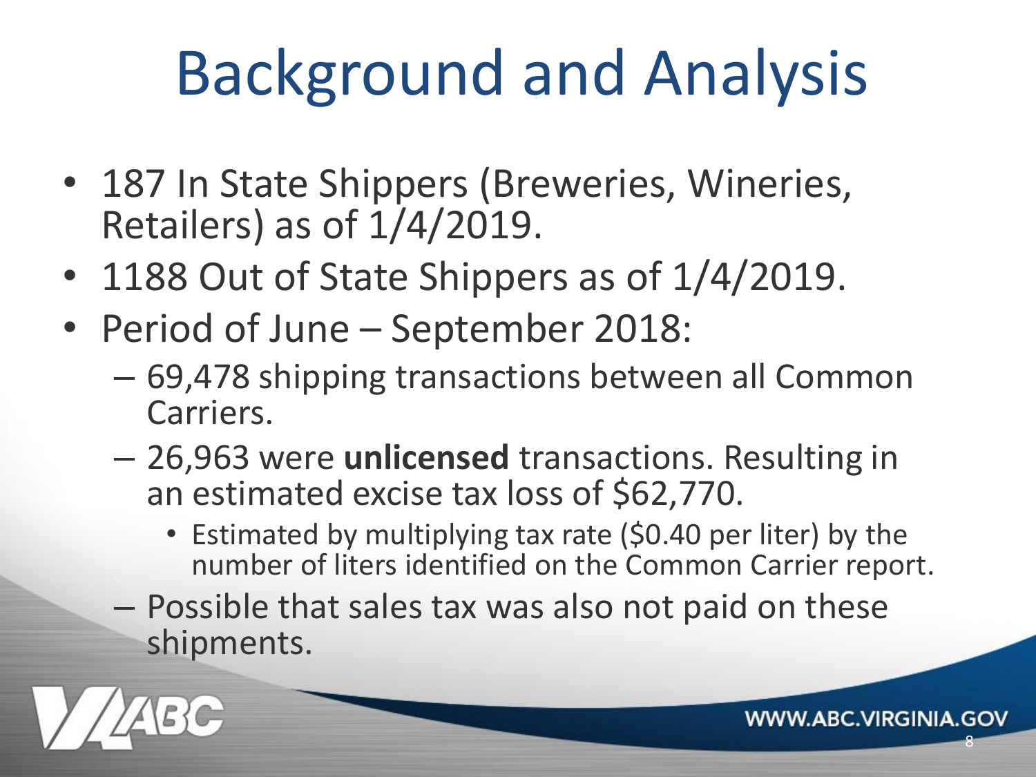# Background and Analysis

- 187 In State Shippers (Breweries, Wineries, Retailers) as of 1/4/2019.
- 1188 Out of State Shippers as of 1/4/2019.
- Period of June – September 2018:
  - 69,478 shipping transactions between all Common Carriers.
  - 26,963 were **unlicensed** transactions. Resulting in an estimated excise tax loss of $62,770.
    - Estimated by multiplying tax rate ($0.40 per liter) by the number of liters identified on the Common Carrier report.
  - Possible that sales tax was also not paid on these shipments.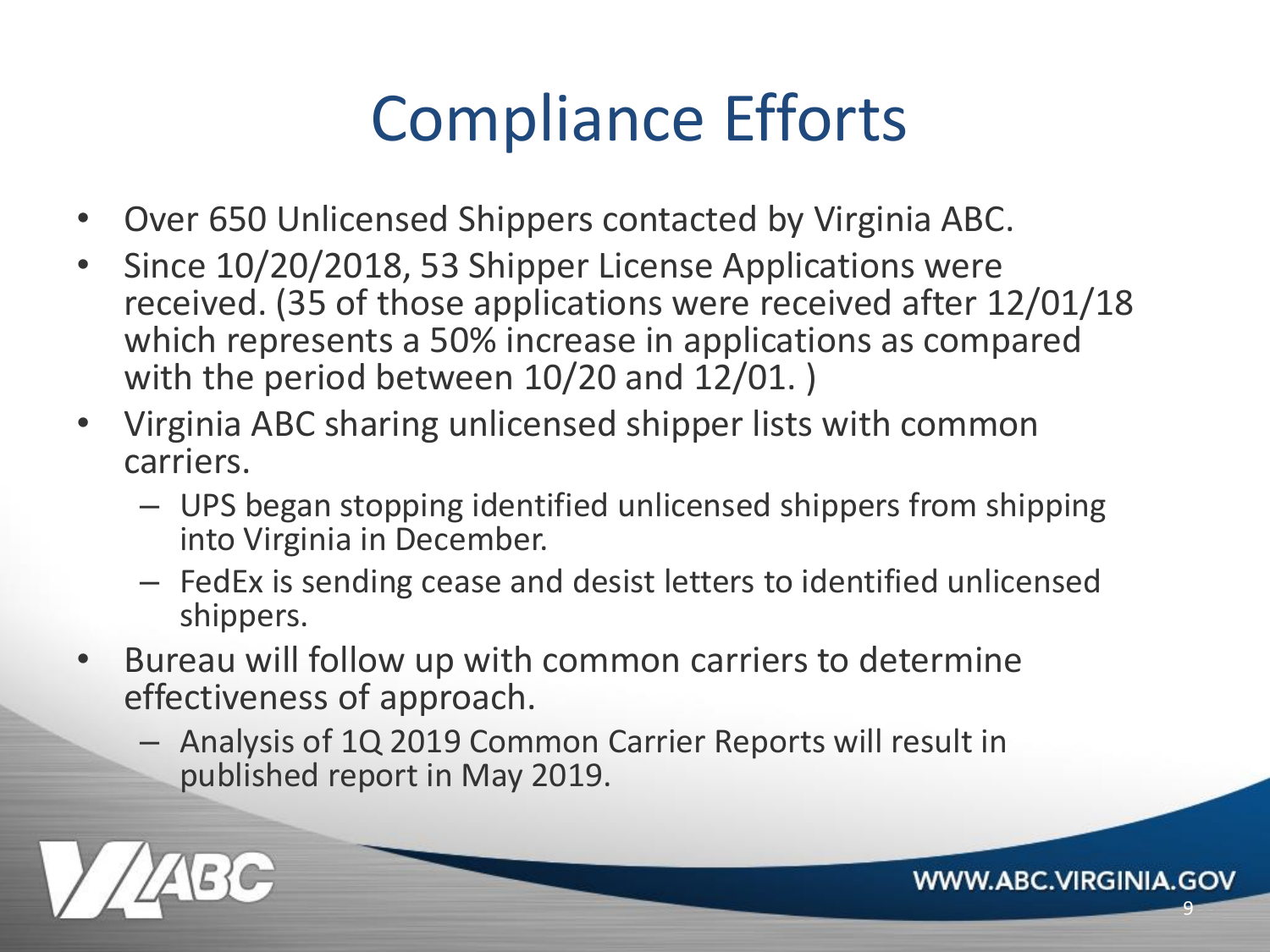# Compliance Efforts

- Over 650 Unlicensed Shippers contacted by Virginia ABC.
- Since 10/20/2018, 53 Shipper License Applications were received. (35 of those applications were received after 12/01/18 which represents a 50% increase in applications as compared with the period between 10/20 and 12/01. )
- Virginia ABC sharing unlicensed shipper lists with common carriers.
  - UPS began stopping identified unlicensed shippers from shipping into Virginia in December.
  - FedEx is sending cease and desist letters to identified unlicensed shippers.
- Bureau will follow up with common carriers to determine effectiveness of approach.
  - Analysis of 1Q 2019 Common Carrier Reports will result in published report in May 2019.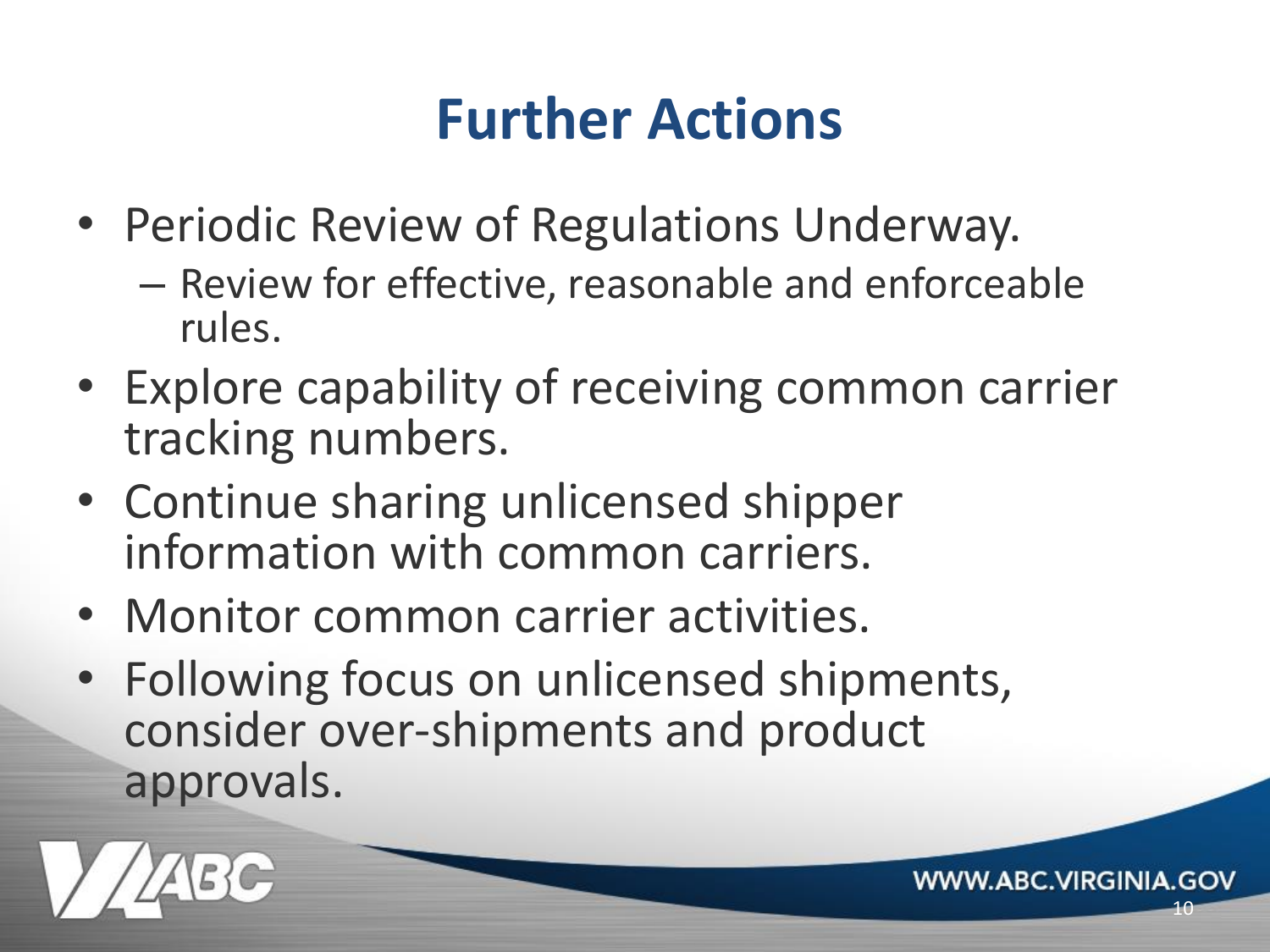# Further Actions

- Periodic Review of Regulations Underway.
  - Review for effective, reasonable and enforceable rules.
- Explore capability of receiving common carrier tracking numbers.
- Continue sharing unlicensed shipper information with common carriers.
- Monitor common carrier activities.
- Following focus on unlicensed shipments, consider over-shipments and product approvals.